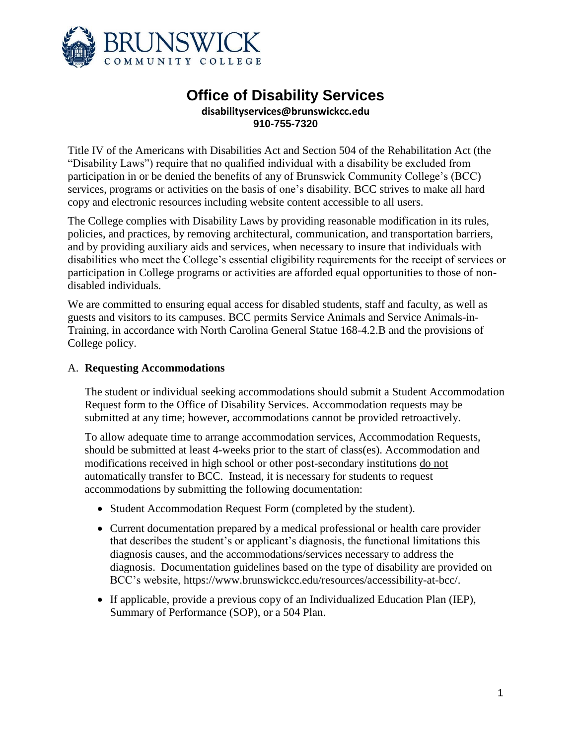# Office of Disability Services

**disabilityservices@brunswickcc.edu**
**910-755-7320**

Title IV of the Americans with Disabilities Act and Section 504 of the Rehabilitation Act (the "Disability Laws") require that no qualified individual with a disability be excluded from participation in or be denied the benefits of any of Brunswick Community College's (BCC) services, programs or activities on the basis of one's disability. BCC strives to make all hard copy and electronic resources including website content accessible to all users.

The College complies with Disability Laws by providing reasonable modification in its rules, policies, and practices, by removing architectural, communication, and transportation barriers, and by providing auxiliary aids and services, when necessary to insure that individuals with disabilities who meet the College's essential eligibility requirements for the receipt of services or participation in College programs or activities are afforded equal opportunities to those of non-disabled individuals.

We are committed to ensuring equal access for disabled students, staff and faculty, as well as guests and visitors to its campuses. BCC permits Service Animals and Service Animals-in-Training, in accordance with North Carolina General Statue 168-4.2.B and the provisions of College policy.

## A. **Requesting Accommodations**

The student or individual seeking accommodations should submit a Student Accommodation Request form to the Office of Disability Services. Accommodation requests may be submitted at any time; however, accommodations cannot be provided retroactively.

To allow adequate time to arrange accommodation services, Accommodation Requests, should be submitted at least 4-weeks prior to the start of class(es). Accommodation and modifications received in high school or other post-secondary institutions <u>do not</u> automatically transfer to BCC. Instead, it is necessary for students to request accommodations by submitting the following documentation:

- Student Accommodation Request Form (completed by the student).
- Current documentation prepared by a medical professional or health care provider that describes the student's or applicant's diagnosis, the functional limitations this diagnosis causes, and the accommodations/services necessary to address the diagnosis. Documentation guidelines based on the type of disability are provided on BCC's website, https://www.brunswickcc.edu/resources/accessibility-at-bcc/.
- If applicable, provide a previous copy of an Individualized Education Plan (IEP), Summary of Performance (SOP), or a 504 Plan.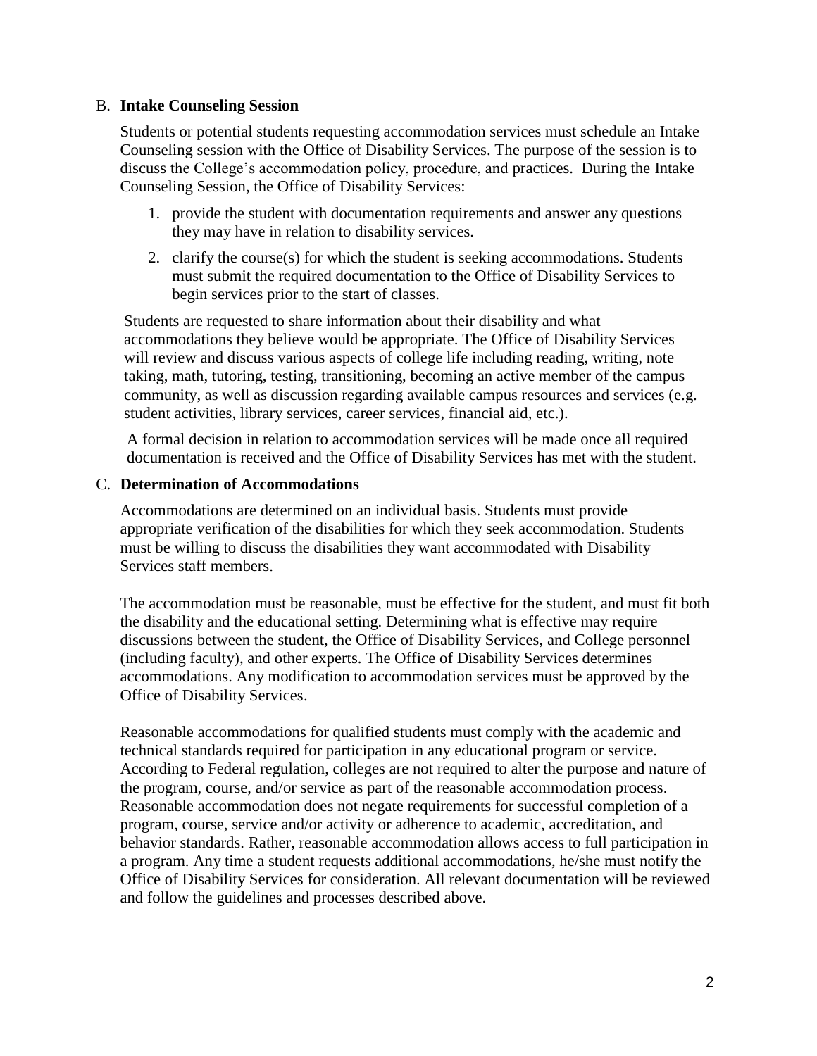B. **Intake Counseling Session**

Students or potential students requesting accommodation services must schedule an Intake Counseling session with the Office of Disability Services. The purpose of the session is to discuss the College's accommodation policy, procedure, and practices. During the Intake Counseling Session, the Office of Disability Services:

1. provide the student with documentation requirements and answer any questions they may have in relation to disability services.
2. clarify the course(s) for which the student is seeking accommodations. Students must submit the required documentation to the Office of Disability Services to begin services prior to the start of classes.

Students are requested to share information about their disability and what accommodations they believe would be appropriate. The Office of Disability Services will review and discuss various aspects of college life including reading, writing, note taking, math, tutoring, testing, transitioning, becoming an active member of the campus community, as well as discussion regarding available campus resources and services (e.g. student activities, library services, career services, financial aid, etc.).

A formal decision in relation to accommodation services will be made once all required documentation is received and the Office of Disability Services has met with the student.

C. **Determination of Accommodations**

Accommodations are determined on an individual basis. Students must provide appropriate verification of the disabilities for which they seek accommodation. Students must be willing to discuss the disabilities they want accommodated with Disability Services staff members.

The accommodation must be reasonable, must be effective for the student, and must fit both the disability and the educational setting. Determining what is effective may require discussions between the student, the Office of Disability Services, and College personnel (including faculty), and other experts. The Office of Disability Services determines accommodations. Any modification to accommodation services must be approved by the Office of Disability Services.

Reasonable accommodations for qualified students must comply with the academic and technical standards required for participation in any educational program or service. According to Federal regulation, colleges are not required to alter the purpose and nature of the program, course, and/or service as part of the reasonable accommodation process. Reasonable accommodation does not negate requirements for successful completion of a program, course, service and/or activity or adherence to academic, accreditation, and behavior standards. Rather, reasonable accommodation allows access to full participation in a program. Any time a student requests additional accommodations, he/she must notify the Office of Disability Services for consideration. All relevant documentation will be reviewed and follow the guidelines and processes described above.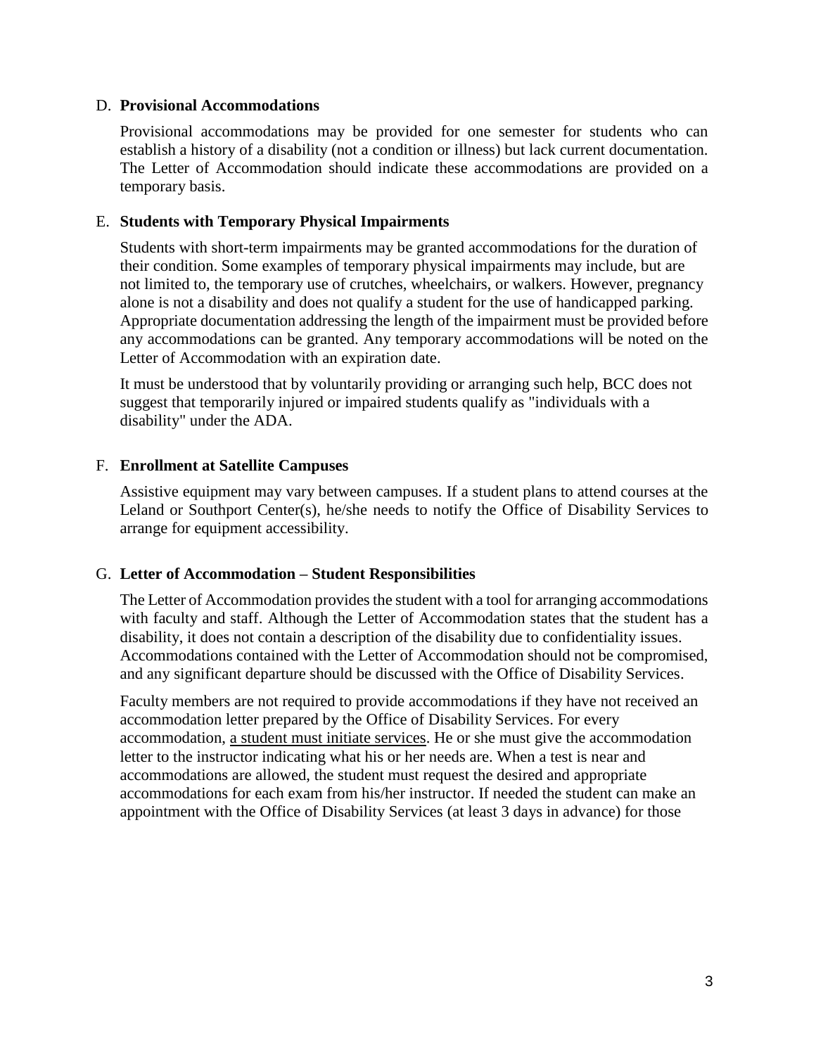### D. **Provisional Accommodations**

Provisional accommodations may be provided for one semester for students who can establish a history of a disability (not a condition or illness) but lack current documentation. The Letter of Accommodation should indicate these accommodations are provided on a temporary basis.

### E. **Students with Temporary Physical Impairments**

Students with short-term impairments may be granted accommodations for the duration of their condition. Some examples of temporary physical impairments may include, but are not limited to, the temporary use of crutches, wheelchairs, or walkers. However, pregnancy alone is not a disability and does not qualify a student for the use of handicapped parking. Appropriate documentation addressing the length of the impairment must be provided before any accommodations can be granted. Any temporary accommodations will be noted on the Letter of Accommodation with an expiration date.

It must be understood that by voluntarily providing or arranging such help, BCC does not suggest that temporarily injured or impaired students qualify as "individuals with a disability" under the ADA.

### F. **Enrollment at Satellite Campuses**

Assistive equipment may vary between campuses. If a student plans to attend courses at the Leland or Southport Center(s), he/she needs to notify the Office of Disability Services to arrange for equipment accessibility.

### G. **Letter of Accommodation – Student Responsibilities**

The Letter of Accommodation provides the student with a tool for arranging accommodations with faculty and staff. Although the Letter of Accommodation states that the student has a disability, it does not contain a description of the disability due to confidentiality issues. Accommodations contained with the Letter of Accommodation should not be compromised, and any significant departure should be discussed with the Office of Disability Services.

Faculty members are not required to provide accommodations if they have not received an accommodation letter prepared by the Office of Disability Services. For every accommodation, <u>a student must initiate services</u>. He or she must give the accommodation letter to the instructor indicating what his or her needs are. When a test is near and accommodations are allowed, the student must request the desired and appropriate accommodations for each exam from his/her instructor. If needed the student can make an appointment with the Office of Disability Services (at least 3 days in advance) for those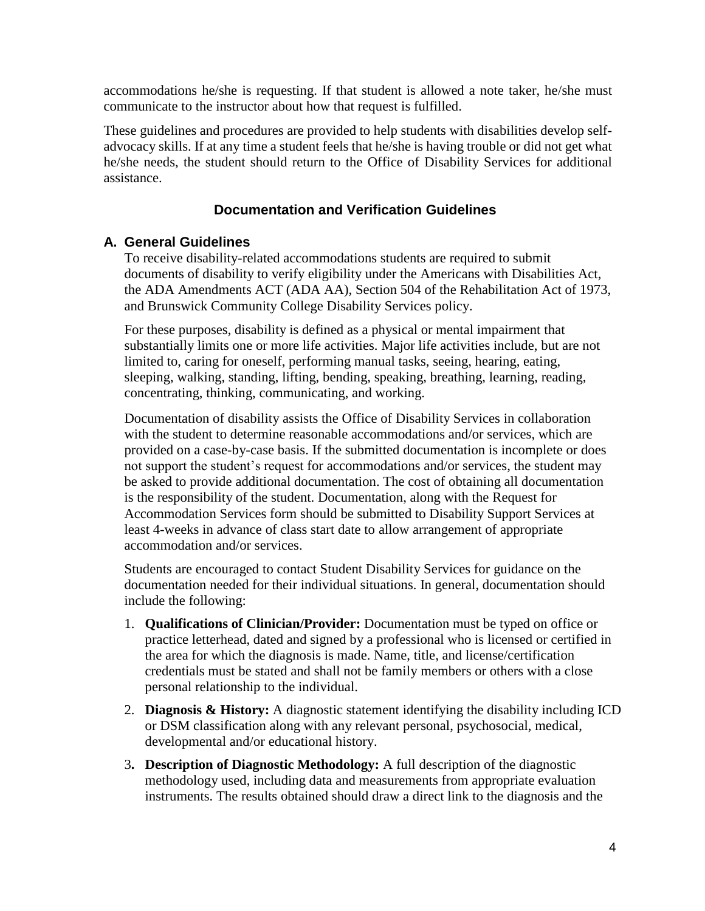accommodations he/she is requesting. If that student is allowed a note taker, he/she must communicate to the instructor about how that request is fulfilled.

These guidelines and procedures are provided to help students with disabilities develop self-advocacy skills. If at any time a student feels that he/she is having trouble or did not get what he/she needs, the student should return to the Office of Disability Services for additional assistance.

## Documentation and Verification Guidelines

### A. General Guidelines

To receive disability-related accommodations students are required to submit documents of disability to verify eligibility under the Americans with Disabilities Act, the ADA Amendments ACT (ADA AA), Section 504 of the Rehabilitation Act of 1973, and Brunswick Community College Disability Services policy.

For these purposes, disability is defined as a physical or mental impairment that substantially limits one or more life activities. Major life activities include, but are not limited to, caring for oneself, performing manual tasks, seeing, hearing, eating, sleeping, walking, standing, lifting, bending, speaking, breathing, learning, reading, concentrating, thinking, communicating, and working.

Documentation of disability assists the Office of Disability Services in collaboration with the student to determine reasonable accommodations and/or services, which are provided on a case-by-case basis. If the submitted documentation is incomplete or does not support the student's request for accommodations and/or services, the student may be asked to provide additional documentation. The cost of obtaining all documentation is the responsibility of the student. Documentation, along with the Request for Accommodation Services form should be submitted to Disability Support Services at least 4-weeks in advance of class start date to allow arrangement of appropriate accommodation and/or services.

Students are encouraged to contact Student Disability Services for guidance on the documentation needed for their individual situations. In general, documentation should include the following:

1. **Qualifications of Clinician/Provider:** Documentation must be typed on office or practice letterhead, dated and signed by a professional who is licensed or certified in the area for which the diagnosis is made. Name, title, and license/certification credentials must be stated and shall not be family members or others with a close personal relationship to the individual.
2. **Diagnosis & History:** A diagnostic statement identifying the disability including ICD or DSM classification along with any relevant personal, psychosocial, medical, developmental and/or educational history.
3. **Description of Diagnostic Methodology:** A full description of the diagnostic methodology used, including data and measurements from appropriate evaluation instruments. The results obtained should draw a direct link to the diagnosis and the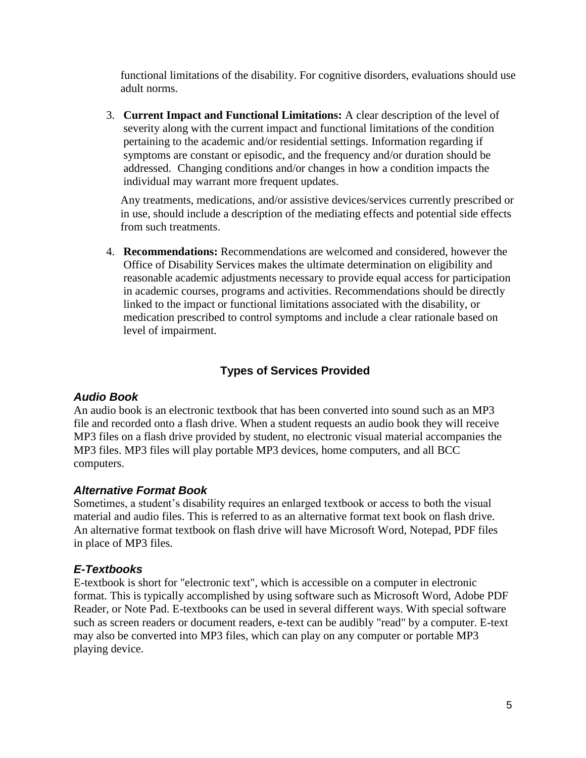functional limitations of the disability. For cognitive disorders, evaluations should use adult norms.

3. **Current Impact and Functional Limitations:** A clear description of the level of severity along with the current impact and functional limitations of the condition pertaining to the academic and/or residential settings. Information regarding if symptoms are constant or episodic, and the frequency and/or duration should be addressed. Changing conditions and/or changes in how a condition impacts the individual may warrant more frequent updates.

   Any treatments, medications, and/or assistive devices/services currently prescribed or in use, should include a description of the mediating effects and potential side effects from such treatments.

4. **Recommendations:** Recommendations are welcomed and considered, however the Office of Disability Services makes the ultimate determination on eligibility and reasonable academic adjustments necessary to provide equal access for participation in academic courses, programs and activities. Recommendations should be directly linked to the impact or functional limitations associated with the disability, or medication prescribed to control symptoms and include a clear rationale based on level of impairment.

## Types of Services Provided

### *Audio Book*

An audio book is an electronic textbook that has been converted into sound such as an MP3 file and recorded onto a flash drive. When a student requests an audio book they will receive MP3 files on a flash drive provided by student, no electronic visual material accompanies the MP3 files. MP3 files will play portable MP3 devices, home computers, and all BCC computers.

### *Alternative Format Book*

Sometimes, a student's disability requires an enlarged textbook or access to both the visual material and audio files. This is referred to as an alternative format text book on flash drive. An alternative format textbook on flash drive will have Microsoft Word, Notepad, PDF files in place of MP3 files.

### *E-Textbooks*

E-textbook is short for "electronic text", which is accessible on a computer in electronic format. This is typically accomplished by using software such as Microsoft Word, Adobe PDF Reader, or Note Pad. E-textbooks can be used in several different ways. With special software such as screen readers or document readers, e-text can be audibly "read" by a computer. E-text may also be converted into MP3 files, which can play on any computer or portable MP3 playing device.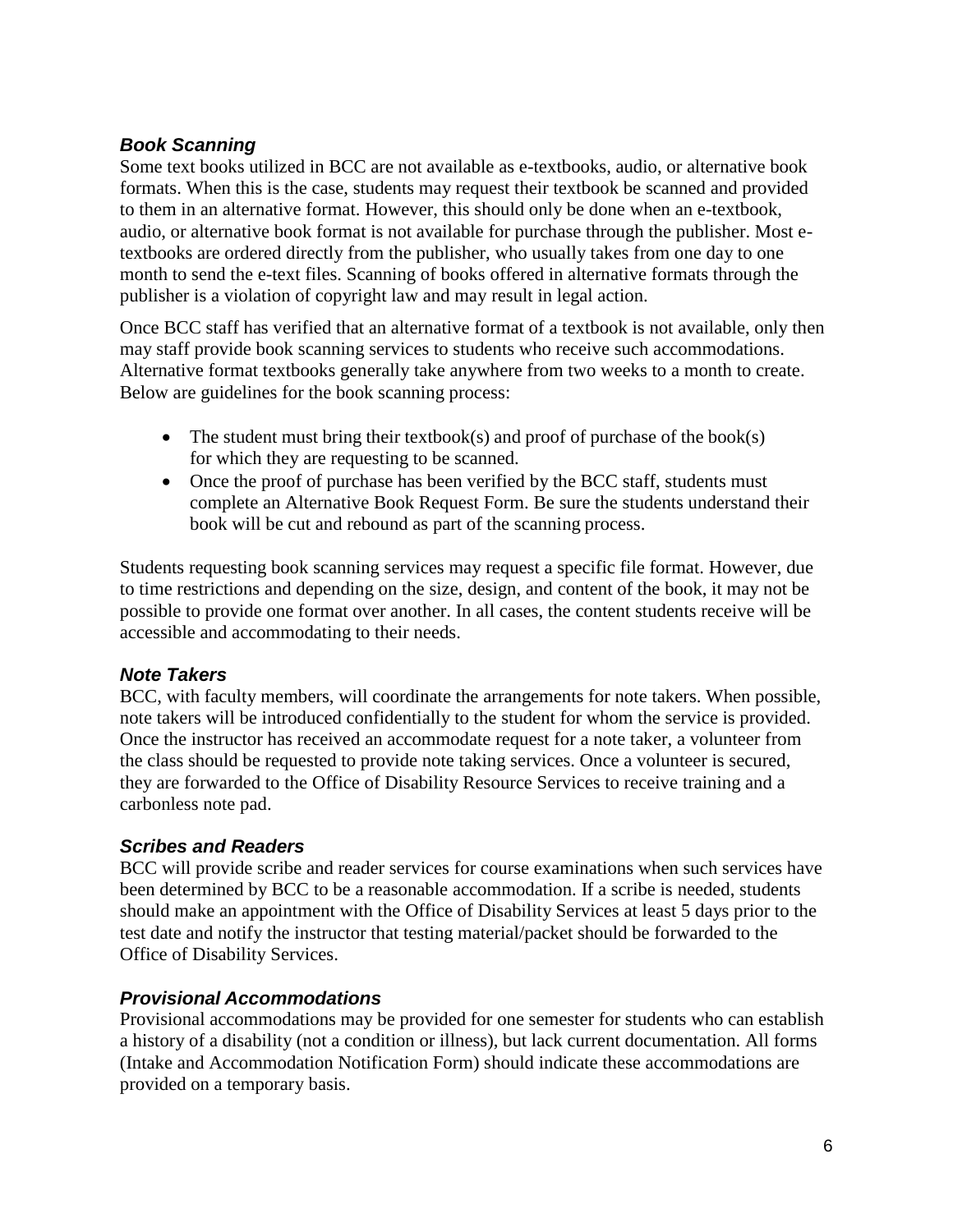### *Book Scanning*

Some text books utilized in BCC are not available as e-textbooks, audio, or alternative book formats. When this is the case, students may request their textbook be scanned and provided to them in an alternative format. However, this should only be done when an e-textbook, audio, or alternative book format is not available for purchase through the publisher. Most e-textbooks are ordered directly from the publisher, who usually takes from one day to one month to send the e-text files. Scanning of books offered in alternative formats through the publisher is a violation of copyright law and may result in legal action.

Once BCC staff has verified that an alternative format of a textbook is not available, only then may staff provide book scanning services to students who receive such accommodations. Alternative format textbooks generally take anywhere from two weeks to a month to create. Below are guidelines for the book scanning process:

- The student must bring their textbook(s) and proof of purchase of the book(s) for which they are requesting to be scanned.
- Once the proof of purchase has been verified by the BCC staff, students must complete an Alternative Book Request Form. Be sure the students understand their book will be cut and rebound as part of the scanning process.

Students requesting book scanning services may request a specific file format. However, due to time restrictions and depending on the size, design, and content of the book, it may not be possible to provide one format over another. In all cases, the content students receive will be accessible and accommodating to their needs.

### *Note Takers*

BCC, with faculty members, will coordinate the arrangements for note takers. When possible, note takers will be introduced confidentially to the student for whom the service is provided. Once the instructor has received an accommodate request for a note taker, a volunteer from the class should be requested to provide note taking services. Once a volunteer is secured, they are forwarded to the Office of Disability Resource Services to receive training and a carbonless note pad.

### *Scribes and Readers*

BCC will provide scribe and reader services for course examinations when such services have been determined by BCC to be a reasonable accommodation. If a scribe is needed, students should make an appointment with the Office of Disability Services at least 5 days prior to the test date and notify the instructor that testing material/packet should be forwarded to the Office of Disability Services.

### *Provisional Accommodations*

Provisional accommodations may be provided for one semester for students who can establish a history of a disability (not a condition or illness), but lack current documentation. All forms (Intake and Accommodation Notification Form) should indicate these accommodations are provided on a temporary basis.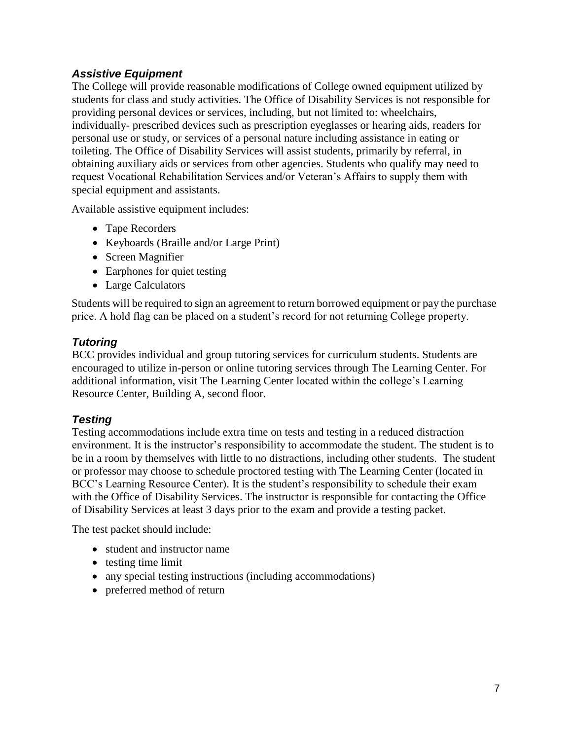### *Assistive Equipment*

The College will provide reasonable modifications of College owned equipment utilized by students for class and study activities. The Office of Disability Services is not responsible for providing personal devices or services, including, but not limited to: wheelchairs, individually- prescribed devices such as prescription eyeglasses or hearing aids, readers for personal use or study, or services of a personal nature including assistance in eating or toileting. The Office of Disability Services will assist students, primarily by referral, in obtaining auxiliary aids or services from other agencies. Students who qualify may need to request Vocational Rehabilitation Services and/or Veteran's Affairs to supply them with special equipment and assistants.

Available assistive equipment includes:

- Tape Recorders
- Keyboards (Braille and/or Large Print)
- Screen Magnifier
- Earphones for quiet testing
- Large Calculators

Students will be required to sign an agreement to return borrowed equipment or pay the purchase price. A hold flag can be placed on a student's record for not returning College property.

### *Tutoring*

BCC provides individual and group tutoring services for curriculum students. Students are encouraged to utilize in-person or online tutoring services through The Learning Center. For additional information, visit The Learning Center located within the college's Learning Resource Center, Building A, second floor.

### *Testing*

Testing accommodations include extra time on tests and testing in a reduced distraction environment. It is the instructor's responsibility to accommodate the student. The student is to be in a room by themselves with little to no distractions, including other students. The student or professor may choose to schedule proctored testing with The Learning Center (located in BCC's Learning Resource Center). It is the student's responsibility to schedule their exam with the Office of Disability Services. The instructor is responsible for contacting the Office of Disability Services at least 3 days prior to the exam and provide a testing packet.

The test packet should include:

- student and instructor name
- testing time limit
- any special testing instructions (including accommodations)
- preferred method of return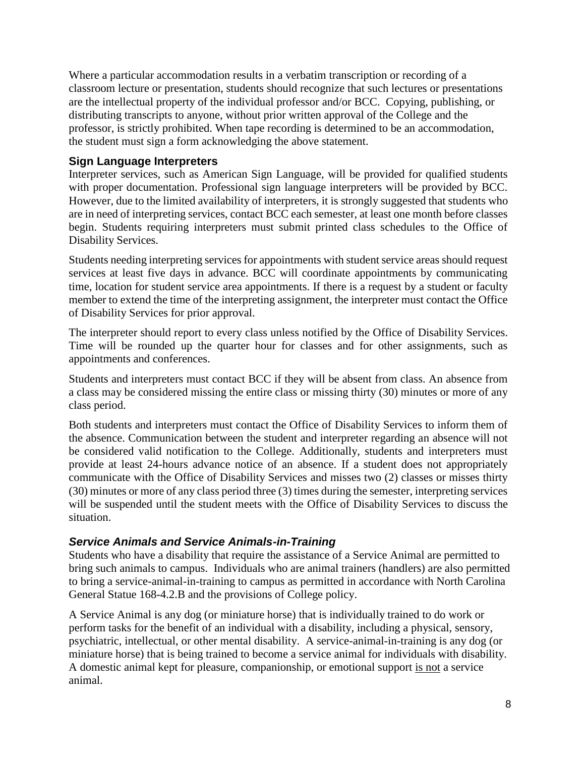Where a particular accommodation results in a verbatim transcription or recording of a classroom lecture or presentation, students should recognize that such lectures or presentations are the intellectual property of the individual professor and/or BCC. Copying, publishing, or distributing transcripts to anyone, without prior written approval of the College and the professor, is strictly prohibited. When tape recording is determined to be an accommodation, the student must sign a form acknowledging the above statement.

### Sign Language Interpreters

Interpreter services, such as American Sign Language, will be provided for qualified students with proper documentation. Professional sign language interpreters will be provided by BCC. However, due to the limited availability of interpreters, it is strongly suggested that students who are in need of interpreting services, contact BCC each semester, at least one month before classes begin. Students requiring interpreters must submit printed class schedules to the Office of Disability Services.

Students needing interpreting services for appointments with student service areas should request services at least five days in advance. BCC will coordinate appointments by communicating time, location for student service area appointments. If there is a request by a student or faculty member to extend the time of the interpreting assignment, the interpreter must contact the Office of Disability Services for prior approval.

The interpreter should report to every class unless notified by the Office of Disability Services. Time will be rounded up the quarter hour for classes and for other assignments, such as appointments and conferences.

Students and interpreters must contact BCC if they will be absent from class. An absence from a class may be considered missing the entire class or missing thirty (30) minutes or more of any class period.

Both students and interpreters must contact the Office of Disability Services to inform them of the absence. Communication between the student and interpreter regarding an absence will not be considered valid notification to the College. Additionally, students and interpreters must provide at least 24-hours advance notice of an absence. If a student does not appropriately communicate with the Office of Disability Services and misses two (2) classes or misses thirty (30) minutes or more of any class period three (3) times during the semester, interpreting services will be suspended until the student meets with the Office of Disability Services to discuss the situation.

### *Service Animals and Service Animals-in-Training*

Students who have a disability that require the assistance of a Service Animal are permitted to bring such animals to campus. Individuals who are animal trainers (handlers) are also permitted to bring a service-animal-in-training to campus as permitted in accordance with North Carolina General Statue 168-4.2.B and the provisions of College policy.

A Service Animal is any dog (or miniature horse) that is individually trained to do work or perform tasks for the benefit of an individual with a disability, including a physical, sensory, psychiatric, intellectual, or other mental disability. A service-animal-in-training is any dog (or miniature horse) that is being trained to become a service animal for individuals with disability. A domestic animal kept for pleasure, companionship, or emotional support <u>is not</u> a service animal.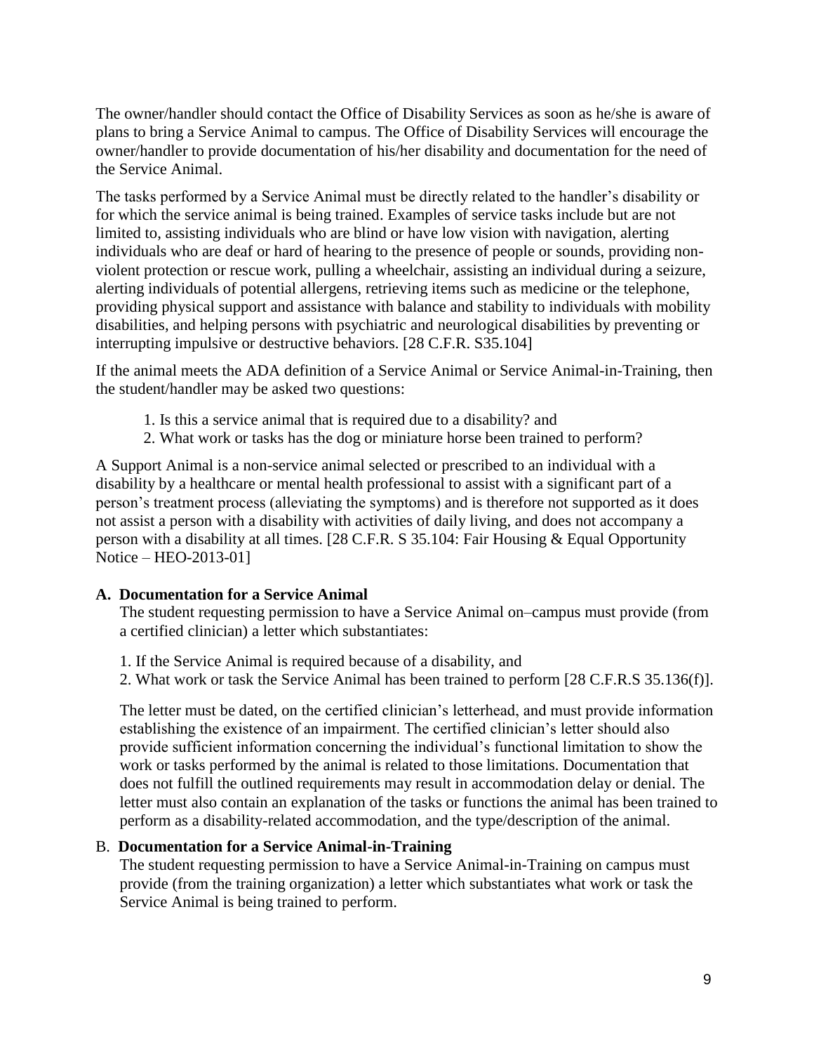The owner/handler should contact the Office of Disability Services as soon as he/she is aware of plans to bring a Service Animal to campus. The Office of Disability Services will encourage the owner/handler to provide documentation of his/her disability and documentation for the need of the Service Animal.

The tasks performed by a Service Animal must be directly related to the handler's disability or for which the service animal is being trained. Examples of service tasks include but are not limited to, assisting individuals who are blind or have low vision with navigation, alerting individuals who are deaf or hard of hearing to the presence of people or sounds, providing non-violent protection or rescue work, pulling a wheelchair, assisting an individual during a seizure, alerting individuals of potential allergens, retrieving items such as medicine or the telephone, providing physical support and assistance with balance and stability to individuals with mobility disabilities, and helping persons with psychiatric and neurological disabilities by preventing or interrupting impulsive or destructive behaviors. [28 C.F.R. S35.104]

If the animal meets the ADA definition of a Service Animal or Service Animal-in-Training, then the student/handler may be asked two questions:

1. Is this a service animal that is required due to a disability? and
2. What work or tasks has the dog or miniature horse been trained to perform?

A Support Animal is a non-service animal selected or prescribed to an individual with a disability by a healthcare or mental health professional to assist with a significant part of a person's treatment process (alleviating the symptoms) and is therefore not supported as it does not assist a person with a disability with activities of daily living, and does not accompany a person with a disability at all times. [28 C.F.R. S 35.104: Fair Housing & Equal Opportunity Notice – HEO-2013-01]

**A. Documentation for a Service Animal**

The student requesting permission to have a Service Animal on–campus must provide (from a certified clinician) a letter which substantiates:

1. If the Service Animal is required because of a disability, and
2. What work or task the Service Animal has been trained to perform [28 C.F.R.S 35.136(f)].

The letter must be dated, on the certified clinician's letterhead, and must provide information establishing the existence of an impairment. The certified clinician's letter should also provide sufficient information concerning the individual's functional limitation to show the work or tasks performed by the animal is related to those limitations. Documentation that does not fulfill the outlined requirements may result in accommodation delay or denial. The letter must also contain an explanation of the tasks or functions the animal has been trained to perform as a disability-related accommodation, and the type/description of the animal.

B. **Documentation for a Service Animal-in-Training**

The student requesting permission to have a Service Animal-in-Training on campus must provide (from the training organization) a letter which substantiates what work or task the Service Animal is being trained to perform.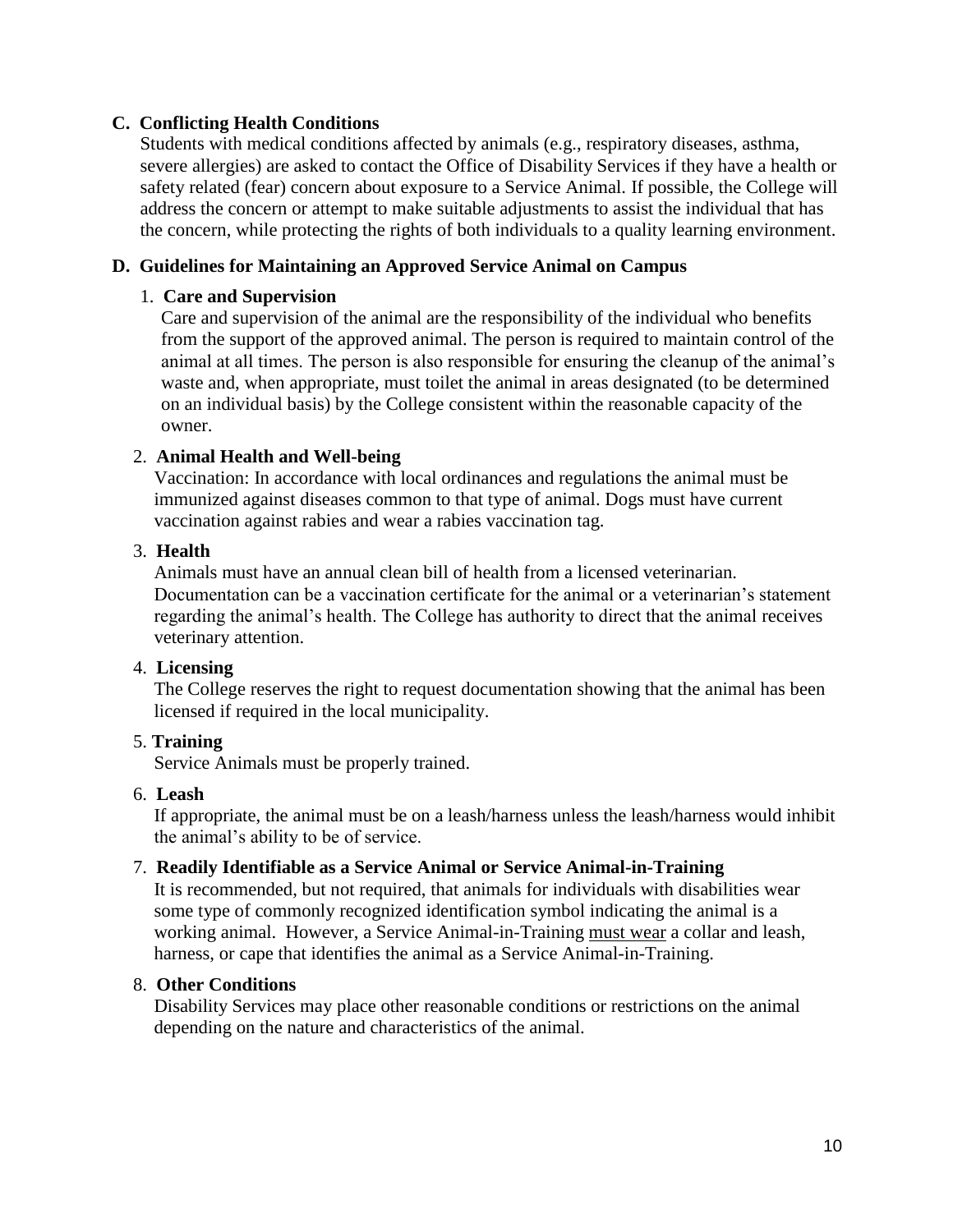## C. Conflicting Health Conditions

Students with medical conditions affected by animals (e.g., respiratory diseases, asthma, severe allergies) are asked to contact the Office of Disability Services if they have a health or safety related (fear) concern about exposure to a Service Animal. If possible, the College will address the concern or attempt to make suitable adjustments to assist the individual that has the concern, while protecting the rights of both individuals to a quality learning environment.

## D. Guidelines for Maintaining an Approved Service Animal on Campus

### 1. Care and Supervision

Care and supervision of the animal are the responsibility of the individual who benefits from the support of the approved animal. The person is required to maintain control of the animal at all times. The person is also responsible for ensuring the cleanup of the animal's waste and, when appropriate, must toilet the animal in areas designated (to be determined on an individual basis) by the College consistent within the reasonable capacity of the owner.

### 2. Animal Health and Well-being

Vaccination: In accordance with local ordinances and regulations the animal must be immunized against diseases common to that type of animal. Dogs must have current vaccination against rabies and wear a rabies vaccination tag.

### 3. Health

Animals must have an annual clean bill of health from a licensed veterinarian. Documentation can be a vaccination certificate for the animal or a veterinarian's statement regarding the animal's health. The College has authority to direct that the animal receives veterinary attention.

### 4. Licensing

The College reserves the right to request documentation showing that the animal has been licensed if required in the local municipality.

### 5. Training

Service Animals must be properly trained.

### 6. Leash

If appropriate, the animal must be on a leash/harness unless the leash/harness would inhibit the animal's ability to be of service.

### 7. Readily Identifiable as a Service Animal or Service Animal-in-Training

It is recommended, but not required, that animals for individuals with disabilities wear some type of commonly recognized identification symbol indicating the animal is a working animal. However, a Service Animal-in-Training <u>must wear</u> a collar and leash, harness, or cape that identifies the animal as a Service Animal-in-Training.

### 8. Other Conditions

Disability Services may place other reasonable conditions or restrictions on the animal depending on the nature and characteristics of the animal.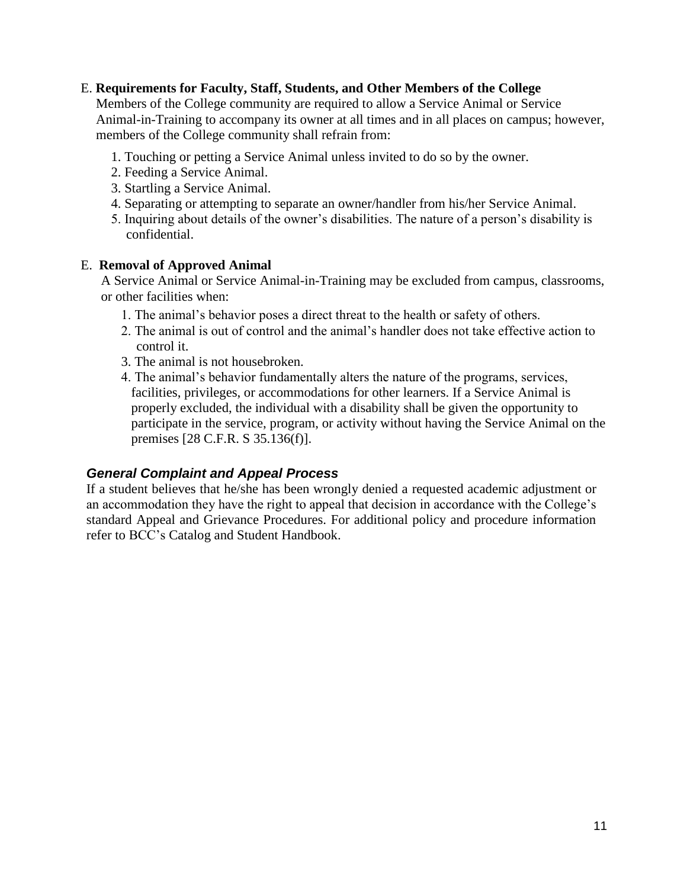E. **Requirements for Faculty, Staff, Students, and Other Members of the College**

Members of the College community are required to allow a Service Animal or Service Animal-in-Training to accompany its owner at all times and in all places on campus; however, members of the College community shall refrain from:

1. Touching or petting a Service Animal unless invited to do so by the owner.
2. Feeding a Service Animal.
3. Startling a Service Animal.
4. Separating or attempting to separate an owner/handler from his/her Service Animal.
5. Inquiring about details of the owner's disabilities. The nature of a person's disability is confidential.

E. **Removal of Approved Animal**

A Service Animal or Service Animal-in-Training may be excluded from campus, classrooms, or other facilities when:

1. The animal's behavior poses a direct threat to the health or safety of others.
2. The animal is out of control and the animal's handler does not take effective action to control it.
3. The animal is not housebroken.
4. The animal's behavior fundamentally alters the nature of the programs, services, facilities, privileges, or accommodations for other learners. If a Service Animal is properly excluded, the individual with a disability shall be given the opportunity to participate in the service, program, or activity without having the Service Animal on the premises [28 C.F.R. S 35.136(f)].

### ***General Complaint and Appeal Process***

If a student believes that he/she has been wrongly denied a requested academic adjustment or an accommodation they have the right to appeal that decision in accordance with the College's standard Appeal and Grievance Procedures. For additional policy and procedure information refer to BCC's Catalog and Student Handbook.